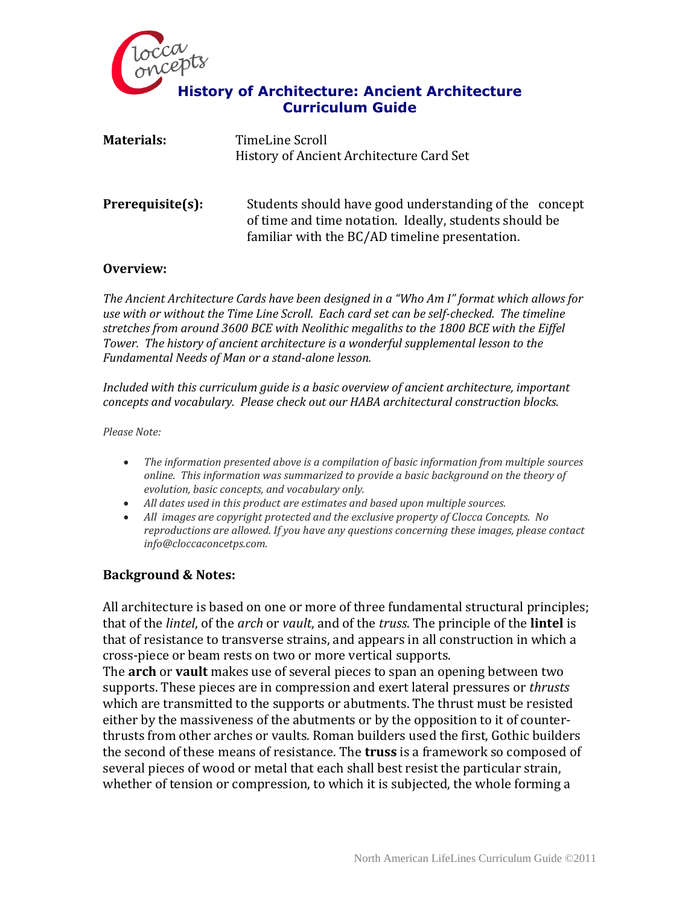# History of Architecture: Ancient Architecture Curriculum Guide

**Materials:** TimeLine Scroll
History of Ancient Architecture Card Set

**Prerequisite(s):** Students should have good understanding of the concept of time and time notation. Ideally, students should be familiar with the BC/AD timeline presentation.

## Overview:

*The Ancient Architecture Cards have been designed in a "Who Am I" format which allows for use with or without the Time Line Scroll. Each card set can be self-checked. The timeline stretches from around 3600 BCE with Neolithic megaliths to the 1800 BCE with the Eiffel Tower. The history of ancient architecture is a wonderful supplemental lesson to the Fundamental Needs of Man or a stand-alone lesson.*

*Included with this curriculum guide is a basic overview of ancient architecture, important concepts and vocabulary. Please check out our HABA architectural construction blocks.*

*Please Note:*

- *The information presented above is a compilation of basic information from multiple sources online. This information was summarized to provide a basic background on the theory of evolution, basic concepts, and vocabulary only.*
- *All dates used in this product are estimates and based upon multiple sources.*
- *All images are copyright protected and the exclusive property of Clocca Concepts. No reproductions are allowed. If you have any questions concerning these images, please contact info@cloccaconcetps.com.*

## Background & Notes:

All architecture is based on one or more of three fundamental structural principles; that of the *lintel*, of the *arch* or *vault*, and of the *truss*. The principle of the **lintel** is that of resistance to transverse strains, and appears in all construction in which a cross-piece or beam rests on two or more vertical supports.
The **arch** or **vault** makes use of several pieces to span an opening between two supports. These pieces are in compression and exert lateral pressures or *thrusts* which are transmitted to the supports or abutments. The thrust must be resisted either by the massiveness of the abutments or by the opposition to it of counter-thrusts from other arches or vaults. Roman builders used the first, Gothic builders the second of these means of resistance. The **truss** is a framework so composed of several pieces of wood or metal that each shall best resist the particular strain, whether of tension or compression, to which it is subjected, the whole forming a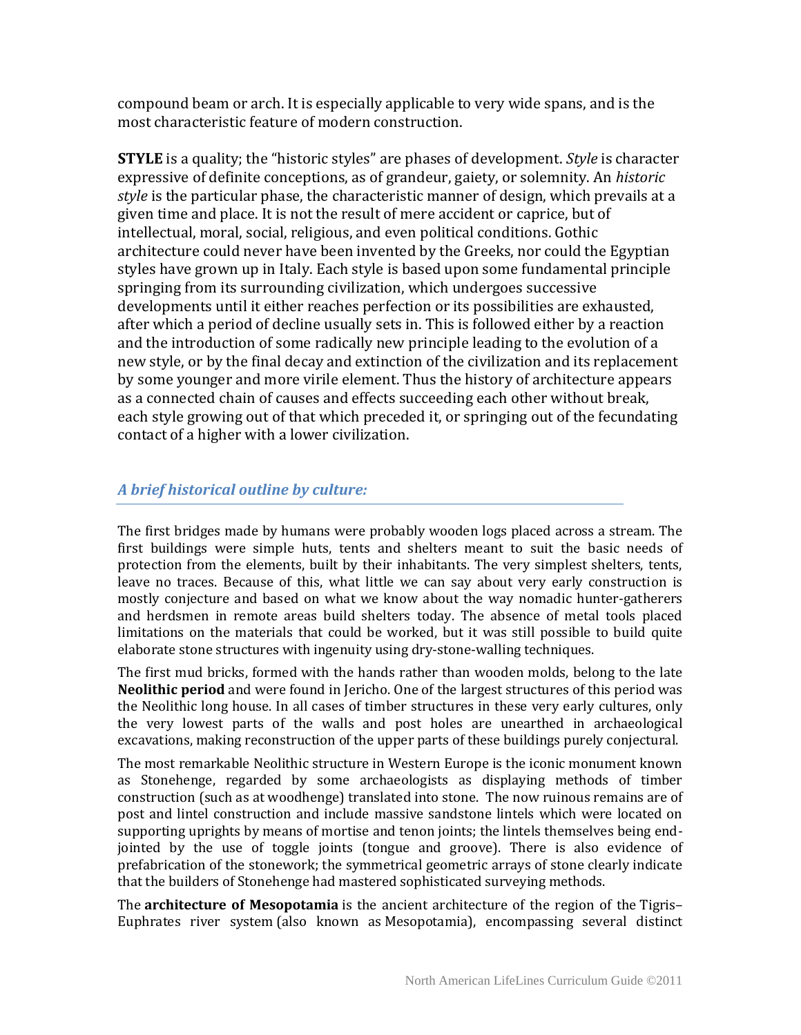compound beam or arch. It is especially applicable to very wide spans, and is the most characteristic feature of modern construction.

**STYLE** is a quality; the "historic styles" are phases of development. *Style* is character expressive of definite conceptions, as of grandeur, gaiety, or solemnity. An *historic style* is the particular phase, the characteristic manner of design, which prevails at a given time and place. It is not the result of mere accident or caprice, but of intellectual, moral, social, religious, and even political conditions. Gothic architecture could never have been invented by the Greeks, nor could the Egyptian styles have grown up in Italy. Each style is based upon some fundamental principle springing from its surrounding civilization, which undergoes successive developments until it either reaches perfection or its possibilities are exhausted, after which a period of decline usually sets in. This is followed either by a reaction and the introduction of some radically new principle leading to the evolution of a new style, or by the final decay and extinction of the civilization and its replacement by some younger and more virile element. Thus the history of architecture appears as a connected chain of causes and effects succeeding each other without break, each style growing out of that which preceded it, or springing out of the fecundating contact of a higher with a lower civilization.

## *A brief historical outline by culture:*

The first bridges made by humans were probably wooden logs placed across a stream. The first buildings were simple huts, tents and shelters meant to suit the basic needs of protection from the elements, built by their inhabitants. The very simplest shelters, tents, leave no traces. Because of this, what little we can say about very early construction is mostly conjecture and based on what we know about the way nomadic hunter-gatherers and herdsmen in remote areas build shelters today. The absence of metal tools placed limitations on the materials that could be worked, but it was still possible to build quite elaborate stone structures with ingenuity using dry-stone-walling techniques.

The first mud bricks, formed with the hands rather than wooden molds, belong to the late **Neolithic period** and were found in Jericho. One of the largest structures of this period was the Neolithic long house. In all cases of timber structures in these very early cultures, only the very lowest parts of the walls and post holes are unearthed in archaeological excavations, making reconstruction of the upper parts of these buildings purely conjectural.

The most remarkable Neolithic structure in Western Europe is the iconic monument known as Stonehenge, regarded by some archaeologists as displaying methods of timber construction (such as at woodhenge) translated into stone. The now ruinous remains are of post and lintel construction and include massive sandstone lintels which were located on supporting uprights by means of mortise and tenon joints; the lintels themselves being end-jointed by the use of toggle joints (tongue and groove). There is also evidence of prefabrication of the stonework; the symmetrical geometric arrays of stone clearly indicate that the builders of Stonehenge had mastered sophisticated surveying methods.

The **architecture of Mesopotamia** is the ancient architecture of the region of the Tigris–Euphrates river system (also known as Mesopotamia), encompassing several distinct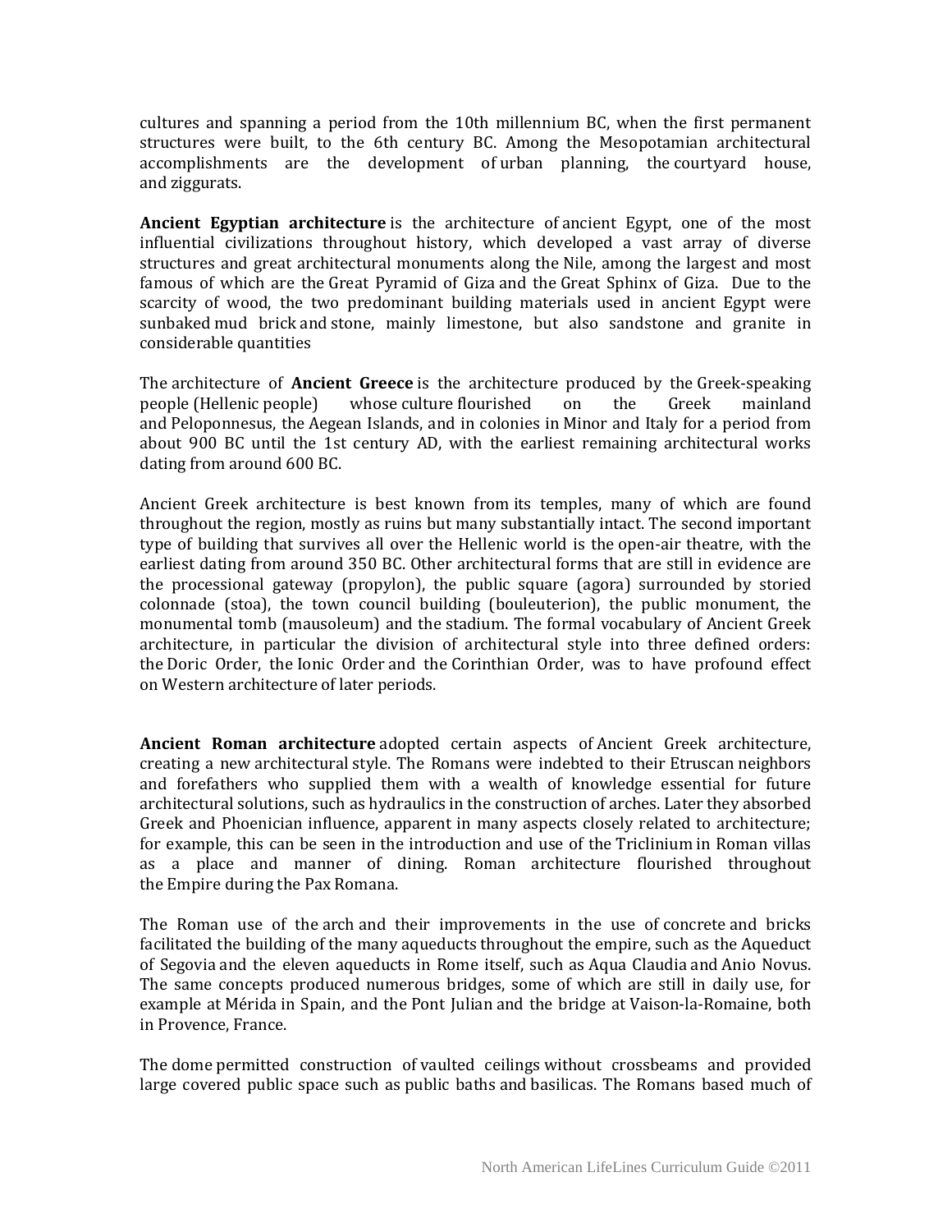cultures and spanning a period from the 10th millennium BC, when the first permanent structures were built, to the 6th century BC. Among the Mesopotamian architectural accomplishments are the development of urban planning, the courtyard house, and ziggurats.

**Ancient Egyptian architecture** is the architecture of ancient Egypt, one of the most influential civilizations throughout history, which developed a vast array of diverse structures and great architectural monuments along the Nile, among the largest and most famous of which are the Great Pyramid of Giza and the Great Sphinx of Giza. Due to the scarcity of wood, the two predominant building materials used in ancient Egypt were sunbaked mud brick and stone, mainly limestone, but also sandstone and granite in considerable quantities

The architecture of **Ancient Greece** is the architecture produced by the Greek-speaking people (Hellenic people) whose culture flourished on the Greek mainland and Peloponnesus, the Aegean Islands, and in colonies in Minor and Italy for a period from about 900 BC until the 1st century AD, with the earliest remaining architectural works dating from around 600 BC.

Ancient Greek architecture is best known from its temples, many of which are found throughout the region, mostly as ruins but many substantially intact. The second important type of building that survives all over the Hellenic world is the open-air theatre, with the earliest dating from around 350 BC. Other architectural forms that are still in evidence are the processional gateway (propylon), the public square (agora) surrounded by storied colonnade (stoa), the town council building (bouleuterion), the public monument, the monumental tomb (mausoleum) and the stadium. The formal vocabulary of Ancient Greek architecture, in particular the division of architectural style into three defined orders: the Doric Order, the Ionic Order and the Corinthian Order, was to have profound effect on Western architecture of later periods.

**Ancient Roman architecture** adopted certain aspects of Ancient Greek architecture, creating a new architectural style. The Romans were indebted to their Etruscan neighbors and forefathers who supplied them with a wealth of knowledge essential for future architectural solutions, such as hydraulics in the construction of arches. Later they absorbed Greek and Phoenician influence, apparent in many aspects closely related to architecture; for example, this can be seen in the introduction and use of the Triclinium in Roman villas as a place and manner of dining. Roman architecture flourished throughout the Empire during the Pax Romana.

The Roman use of the arch and their improvements in the use of concrete and bricks facilitated the building of the many aqueducts throughout the empire, such as the Aqueduct of Segovia and the eleven aqueducts in Rome itself, such as Aqua Claudia and Anio Novus. The same concepts produced numerous bridges, some of which are still in daily use, for example at Mérida in Spain, and the Pont Julian and the bridge at Vaison-la-Romaine, both in Provence, France.

The dome permitted construction of vaulted ceilings without crossbeams and provided large covered public space such as public baths and basilicas. The Romans based much of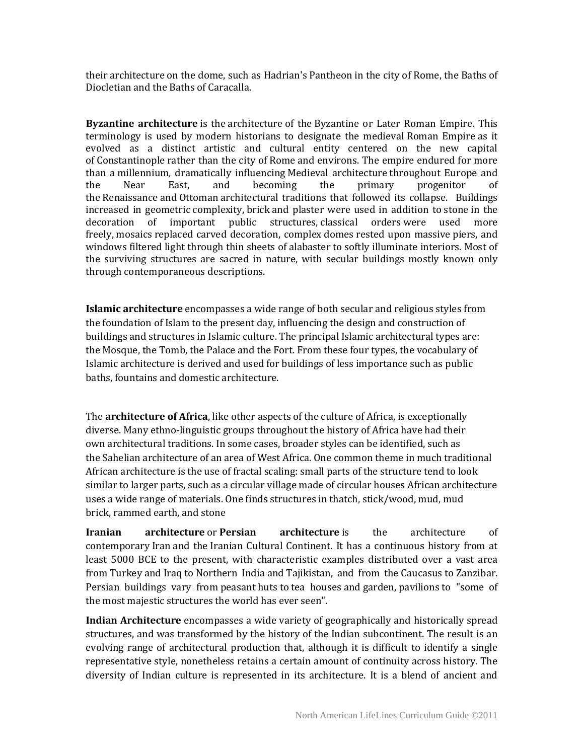their architecture on the dome, such as Hadrian's Pantheon in the city of Rome, the Baths of Diocletian and the Baths of Caracalla.

**Byzantine architecture** is the architecture of the Byzantine or Later Roman Empire. This terminology is used by modern historians to designate the medieval Roman Empire as it evolved as a distinct artistic and cultural entity centered on the new capital of Constantinople rather than the city of Rome and environs. The empire endured for more than a millennium, dramatically influencing Medieval architecture throughout Europe and the Near East, and becoming the primary progenitor of the Renaissance and Ottoman architectural traditions that followed its collapse. Buildings increased in geometric complexity, brick and plaster were used in addition to stone in the decoration of important public structures, classical orders were used more freely, mosaics replaced carved decoration, complex domes rested upon massive piers, and windows filtered light through thin sheets of alabaster to softly illuminate interiors. Most of the surviving structures are sacred in nature, with secular buildings mostly known only through contemporaneous descriptions.

**Islamic architecture** encompasses a wide range of both secular and religious styles from the foundation of Islam to the present day, influencing the design and construction of buildings and structures in Islamic culture. The principal Islamic architectural types are: the Mosque, the Tomb, the Palace and the Fort. From these four types, the vocabulary of Islamic architecture is derived and used for buildings of less importance such as public baths, fountains and domestic architecture.

The **architecture of Africa**, like other aspects of the culture of Africa, is exceptionally diverse. Many ethno-linguistic groups throughout the history of Africa have had their own architectural traditions. In some cases, broader styles can be identified, such as the Sahelian architecture of an area of West Africa. One common theme in much traditional African architecture is the use of fractal scaling: small parts of the structure tend to look similar to larger parts, such as a circular village made of circular houses African architecture uses a wide range of materials. One finds structures in thatch, stick/wood, mud, mud brick, rammed earth, and stone

**Iranian architecture** or **Persian architecture** is the architecture of contemporary Iran and the Iranian Cultural Continent. It has a continuous history from at least 5000 BCE to the present, with characteristic examples distributed over a vast area from Turkey and Iraq to Northern India and Tajikistan, and from the Caucasus to Zanzibar. Persian buildings vary from peasant huts to tea houses and garden, pavilions to "some of the most majestic structures the world has ever seen".

**Indian Architecture** encompasses a wide variety of geographically and historically spread structures, and was transformed by the history of the Indian subcontinent. The result is an evolving range of architectural production that, although it is difficult to identify a single representative style, nonetheless retains a certain amount of continuity across history. The diversity of Indian culture is represented in its architecture. It is a blend of ancient and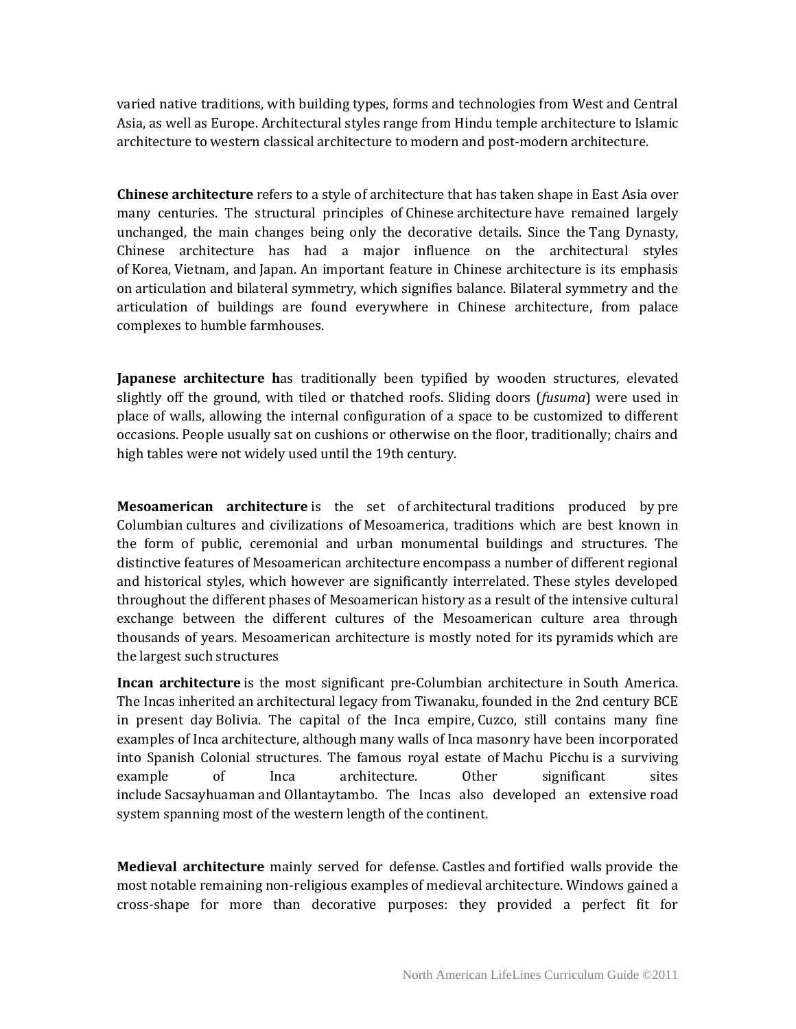varied native traditions, with building types, forms and technologies from West and Central Asia, as well as Europe. Architectural styles range from Hindu temple architecture to Islamic architecture to western classical architecture to modern and post-modern architecture.

**Chinese architecture** refers to a style of architecture that has taken shape in East Asia over many centuries. The structural principles of Chinese architecture have remained largely unchanged, the main changes being only the decorative details. Since the Tang Dynasty, Chinese architecture has had a major influence on the architectural styles of Korea, Vietnam, and Japan. An important feature in Chinese architecture is its emphasis on articulation and bilateral symmetry, which signifies balance. Bilateral symmetry and the articulation of buildings are found everywhere in Chinese architecture, from palace complexes to humble farmhouses.

**Japanese architecture h**as traditionally been typified by wooden structures, elevated slightly off the ground, with tiled or thatched roofs. Sliding doors (*fusuma*) were used in place of walls, allowing the internal configuration of a space to be customized to different occasions. People usually sat on cushions or otherwise on the floor, traditionally; chairs and high tables were not widely used until the 19th century.

**Mesoamerican architecture** is the set of architectural traditions produced by pre Columbian cultures and civilizations of Mesoamerica, traditions which are best known in the form of public, ceremonial and urban monumental buildings and structures. The distinctive features of Mesoamerican architecture encompass a number of different regional and historical styles, which however are significantly interrelated. These styles developed throughout the different phases of Mesoamerican history as a result of the intensive cultural exchange between the different cultures of the Mesoamerican culture area through thousands of years. Mesoamerican architecture is mostly noted for its pyramids which are the largest such structures

**Incan architecture** is the most significant pre-Columbian architecture in South America. The Incas inherited an architectural legacy from Tiwanaku, founded in the 2nd century BCE in present day Bolivia. The capital of the Inca empire, Cuzco, still contains many fine examples of Inca architecture, although many walls of Inca masonry have been incorporated into Spanish Colonial structures. The famous royal estate of Machu Picchu is a surviving example of Inca architecture. Other significant sites include Sacsayhuaman and Ollantaytambo. The Incas also developed an extensive road system spanning most of the western length of the continent.

**Medieval architecture** mainly served for defense. Castles and fortified walls provide the most notable remaining non-religious examples of medieval architecture. Windows gained a cross-shape for more than decorative purposes: they provided a perfect fit for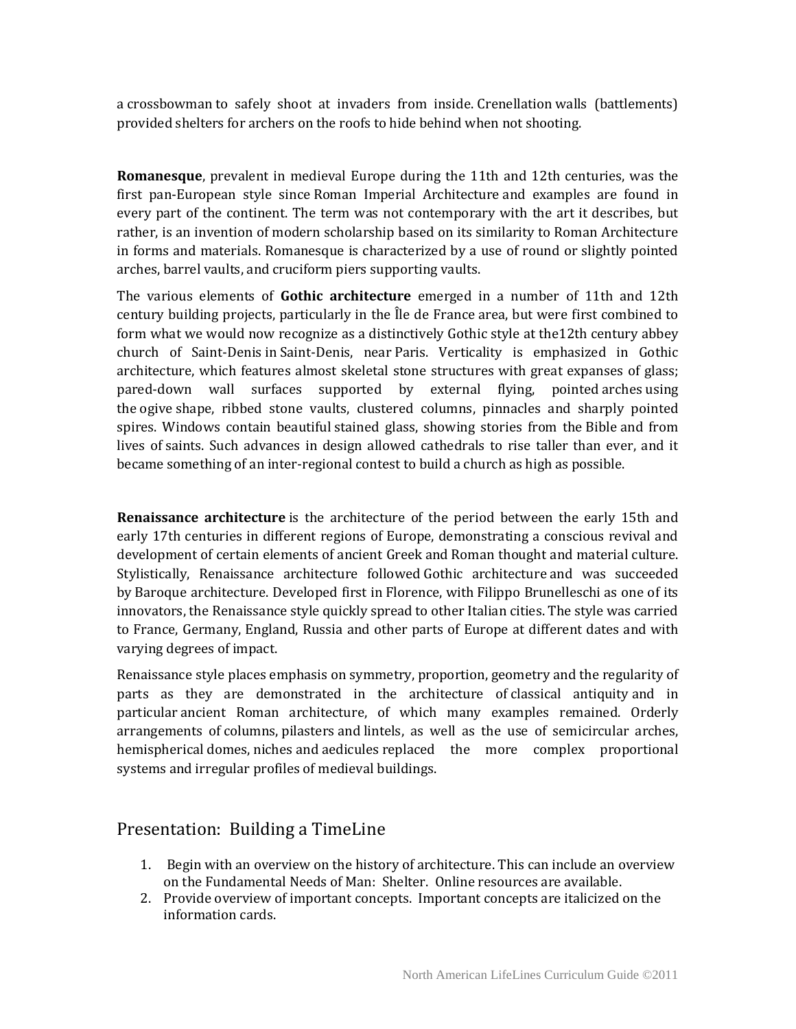a crossbowman to safely shoot at invaders from inside. Crenellation walls (battlements) provided shelters for archers on the roofs to hide behind when not shooting.

**Romanesque**, prevalent in medieval Europe during the 11th and 12th centuries, was the first pan-European style since Roman Imperial Architecture and examples are found in every part of the continent. The term was not contemporary with the art it describes, but rather, is an invention of modern scholarship based on its similarity to Roman Architecture in forms and materials. Romanesque is characterized by a use of round or slightly pointed arches, barrel vaults, and cruciform piers supporting vaults.

The various elements of **Gothic architecture** emerged in a number of 11th and 12th century building projects, particularly in the Île de France area, but were first combined to form what we would now recognize as a distinctively Gothic style at the12th century abbey church of Saint-Denis in Saint-Denis, near Paris. Verticality is emphasized in Gothic architecture, which features almost skeletal stone structures with great expanses of glass; pared-down wall surfaces supported by external flying, pointed arches using the ogive shape, ribbed stone vaults, clustered columns, pinnacles and sharply pointed spires. Windows contain beautiful stained glass, showing stories from the Bible and from lives of saints. Such advances in design allowed cathedrals to rise taller than ever, and it became something of an inter-regional contest to build a church as high as possible.

**Renaissance architecture** is the architecture of the period between the early 15th and early 17th centuries in different regions of Europe, demonstrating a conscious revival and development of certain elements of ancient Greek and Roman thought and material culture. Stylistically, Renaissance architecture followed Gothic architecture and was succeeded by Baroque architecture. Developed first in Florence, with Filippo Brunelleschi as one of its innovators, the Renaissance style quickly spread to other Italian cities. The style was carried to France, Germany, England, Russia and other parts of Europe at different dates and with varying degrees of impact.

Renaissance style places emphasis on symmetry, proportion, geometry and the regularity of parts as they are demonstrated in the architecture of classical antiquity and in particular ancient Roman architecture, of which many examples remained. Orderly arrangements of columns, pilasters and lintels, as well as the use of semicircular arches, hemispherical domes, niches and aedicules replaced the more complex proportional systems and irregular profiles of medieval buildings.

## Presentation: Building a TimeLine

1. Begin with an overview on the history of architecture. This can include an overview on the Fundamental Needs of Man: Shelter. Online resources are available.
2. Provide overview of important concepts. Important concepts are italicized on the information cards.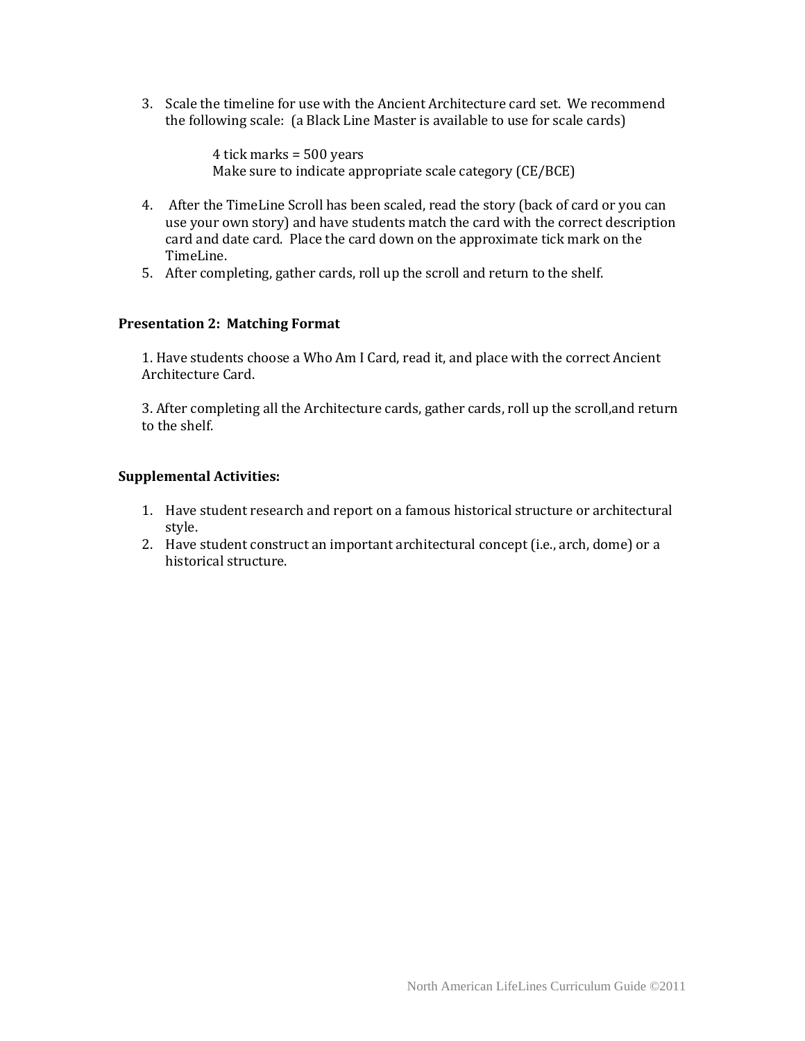3. Scale the timeline for use with the Ancient Architecture card set. We recommend the following scale: (a Black Line Master is available to use for scale cards)

   4 tick marks = 500 years
   Make sure to indicate appropriate scale category (CE/BCE)

4. After the TimeLine Scroll has been scaled, read the story (back of card or you can use your own story) and have students match the card with the correct description card and date card. Place the card down on the approximate tick mark on the TimeLine.
5. After completing, gather cards, roll up the scroll and return to the shelf.

**Presentation 2: Matching Format**

1. Have students choose a Who Am I Card, read it, and place with the correct Ancient Architecture Card.

3. After completing all the Architecture cards, gather cards, roll up the scroll,and return to the shelf.

**Supplemental Activities:**

1. Have student research and report on a famous historical structure or architectural style.
2. Have student construct an important architectural concept (i.e., arch, dome) or a historical structure.